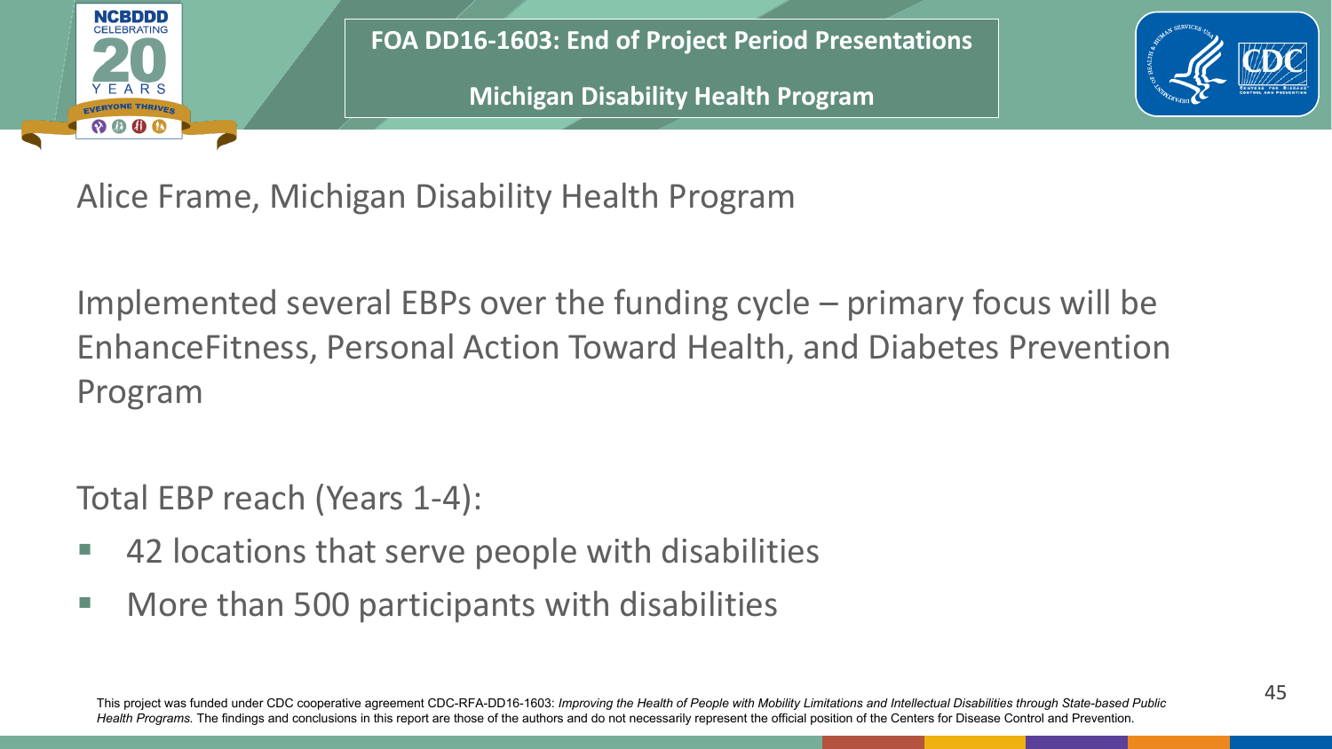# FOA DD16-1603: End of Project Period Presentations

## Michigan Disability Health Program

Alice Frame, Michigan Disability Health Program

Implemented several EBPs over the funding cycle – primary focus will be EnhanceFitness, Personal Action Toward Health, and Diabetes Prevention Program

Total EBP reach (Years 1-4):

- 42 locations that serve people with disabilities
- More than 500 participants with disabilities

This project was funded under CDC cooperative agreement CDC-RFA-DD16-1603: *Improving the Health of People with Mobility Limitations and Intellectual Disabilities through State-based Public Health Programs.* The findings and conclusions in this report are those of the authors and do not necessarily represent the official position of the Centers for Disease Control and Prevention.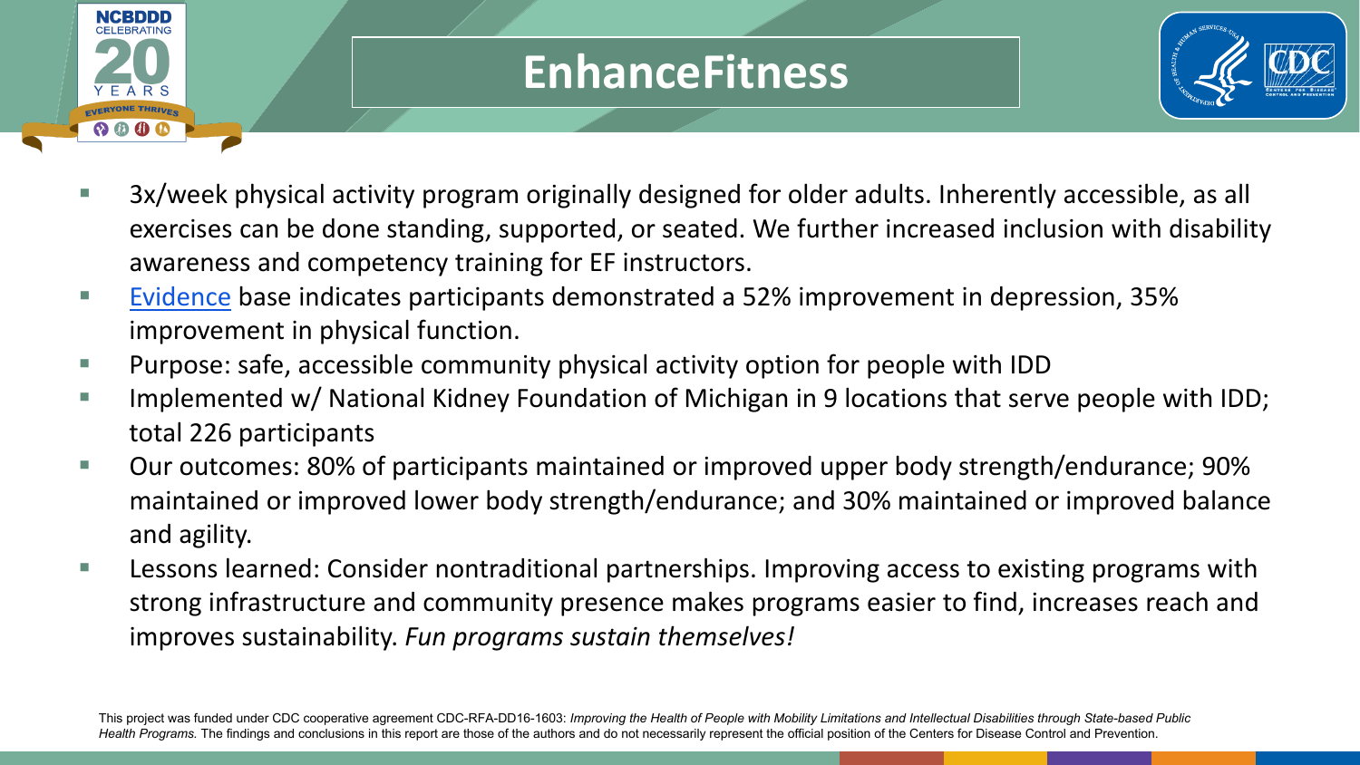# EnhanceFitness

- 3x/week physical activity program originally designed for older adults. Inherently accessible, as all exercises can be done standing, supported, or seated. We further increased inclusion with disability awareness and competency training for EF instructors.
- Evidence base indicates participants demonstrated a 52% improvement in depression, 35% improvement in physical function.
- Purpose: safe, accessible community physical activity option for people with IDD
- Implemented w/ National Kidney Foundation of Michigan in 9 locations that serve people with IDD; total 226 participants
- Our outcomes: 80% of participants maintained or improved upper body strength/endurance; 90% maintained or improved lower body strength/endurance; and 30% maintained or improved balance and agility.
- Lessons learned: Consider nontraditional partnerships. Improving access to existing programs with strong infrastructure and community presence makes programs easier to find, increases reach and improves sustainability. *Fun programs sustain themselves!*

This project was funded under CDC cooperative agreement CDC-RFA-DD16-1603: *Improving the Health of People with Mobility Limitations and Intellectual Disabilities through State-based Public Health Programs.* The findings and conclusions in this report are those of the authors and do not necessarily represent the official position of the Centers for Disease Control and Prevention.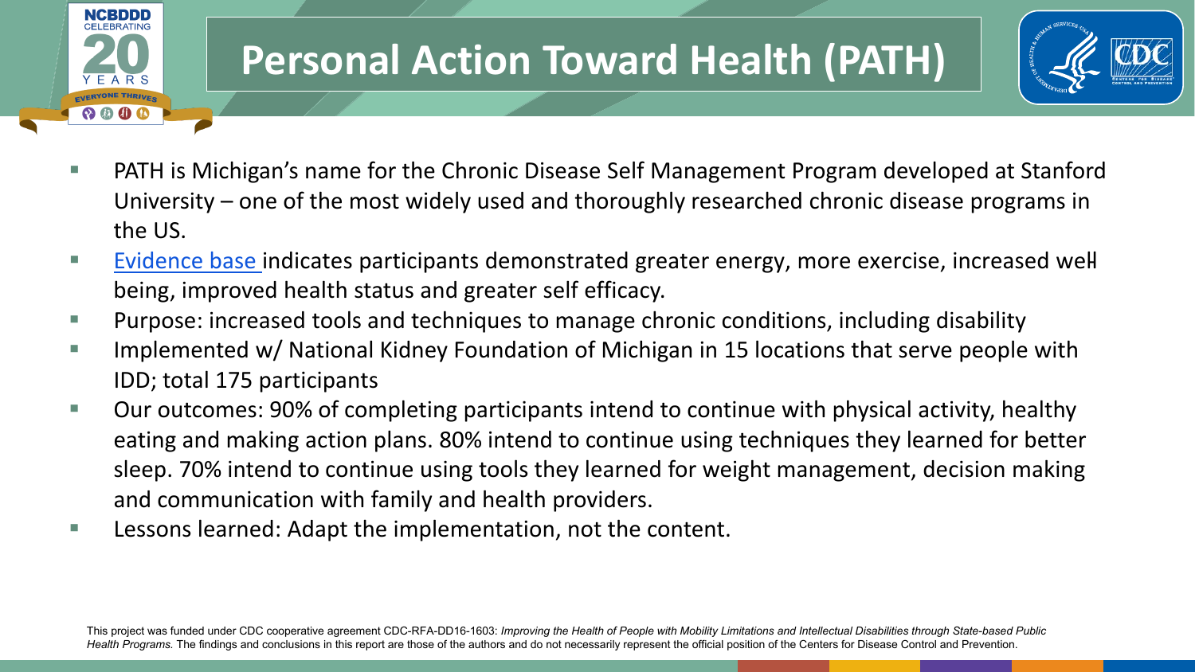# Personal Action Toward Health (PATH)

- PATH is Michigan's name for the Chronic Disease Self Management Program developed at Stanford University – one of the most widely used and thoroughly researched chronic disease programs in the US.
- Evidence base indicates participants demonstrated greater energy, more exercise, increased well being, improved health status and greater self efficacy.
- Purpose: increased tools and techniques to manage chronic conditions, including disability
- Implemented w/ National Kidney Foundation of Michigan in 15 locations that serve people with IDD; total 175 participants
- Our outcomes: 90% of completing participants intend to continue with physical activity, healthy eating and making action plans. 80% intend to continue using techniques they learned for better sleep. 70% intend to continue using tools they learned for weight management, decision making and communication with family and health providers.
- Lessons learned: Adapt the implementation, not the content.

This project was funded under CDC cooperative agreement CDC-RFA-DD16-1603: *Improving the Health of People with Mobility Limitations and Intellectual Disabilities through State-based Public Health Programs.* The findings and conclusions in this report are those of the authors and do not necessarily represent the official position of the Centers for Disease Control and Prevention.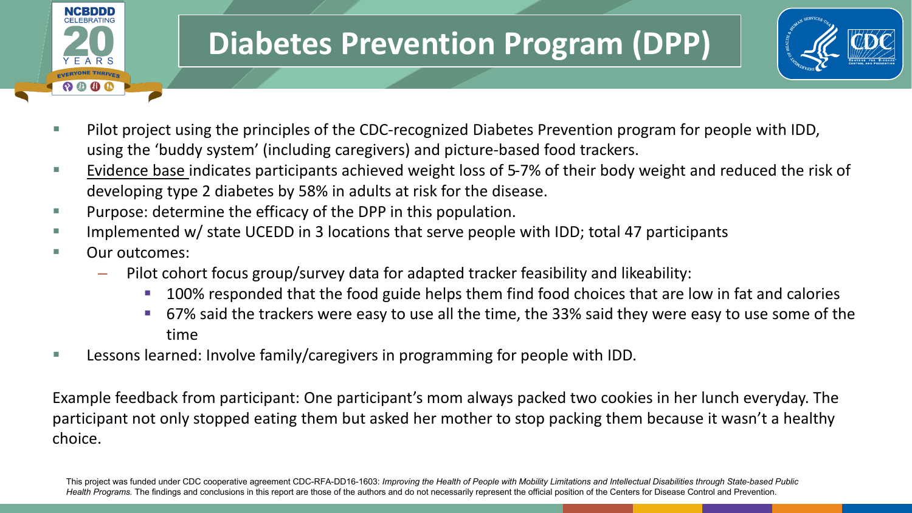# Diabetes Prevention Program (DPP)

- Pilot project using the principles of the CDC-recognized Diabetes Prevention program for people with IDD, using the 'buddy system' (including caregivers) and picture-based food trackers.
- Evidence base indicates participants achieved weight loss of 5-7% of their body weight and reduced the risk of developing type 2 diabetes by 58% in adults at risk for the disease.
- Purpose: determine the efficacy of the DPP in this population.
- Implemented w/ state UCEDD in 3 locations that serve people with IDD; total 47 participants
- Our outcomes:
  - Pilot cohort focus group/survey data for adapted tracker feasibility and likeability:
    - 100% responded that the food guide helps them find food choices that are low in fat and calories
    - 67% said the trackers were easy to use all the time, the 33% said they were easy to use some of the time
- Lessons learned: Involve family/caregivers in programming for people with IDD.

Example feedback from participant: One participant's mom always packed two cookies in her lunch everyday. The participant not only stopped eating them but asked her mother to stop packing them because it wasn't a healthy choice.

This project was funded under CDC cooperative agreement CDC-RFA-DD16-1603: *Improving the Health of People with Mobility Limitations and Intellectual Disabilities through State-based Public Health Programs.* The findings and conclusions in this report are those of the authors and do not necessarily represent the official position of the Centers for Disease Control and Prevention.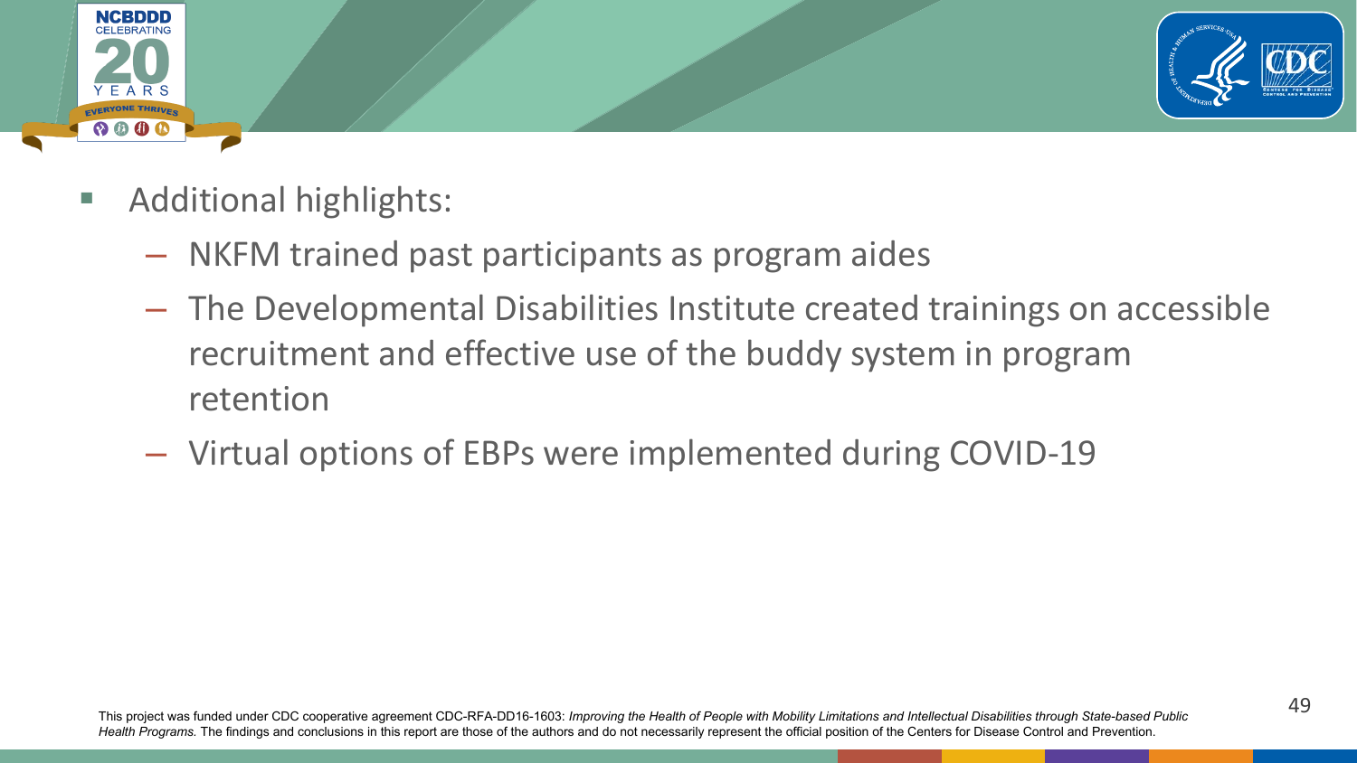- Additional highlights:
  - NKFM trained past participants as program aides
  - The Developmental Disabilities Institute created trainings on accessible recruitment and effective use of the buddy system in program retention
  - Virtual options of EBPs were implemented during COVID-19

This project was funded under CDC cooperative agreement CDC-RFA-DD16-1603: *Improving the Health of People with Mobility Limitations and Intellectual Disabilities through State-based Public Health Programs.* The findings and conclusions in this report are those of the authors and do not necessarily represent the official position of the Centers for Disease Control and Prevention.